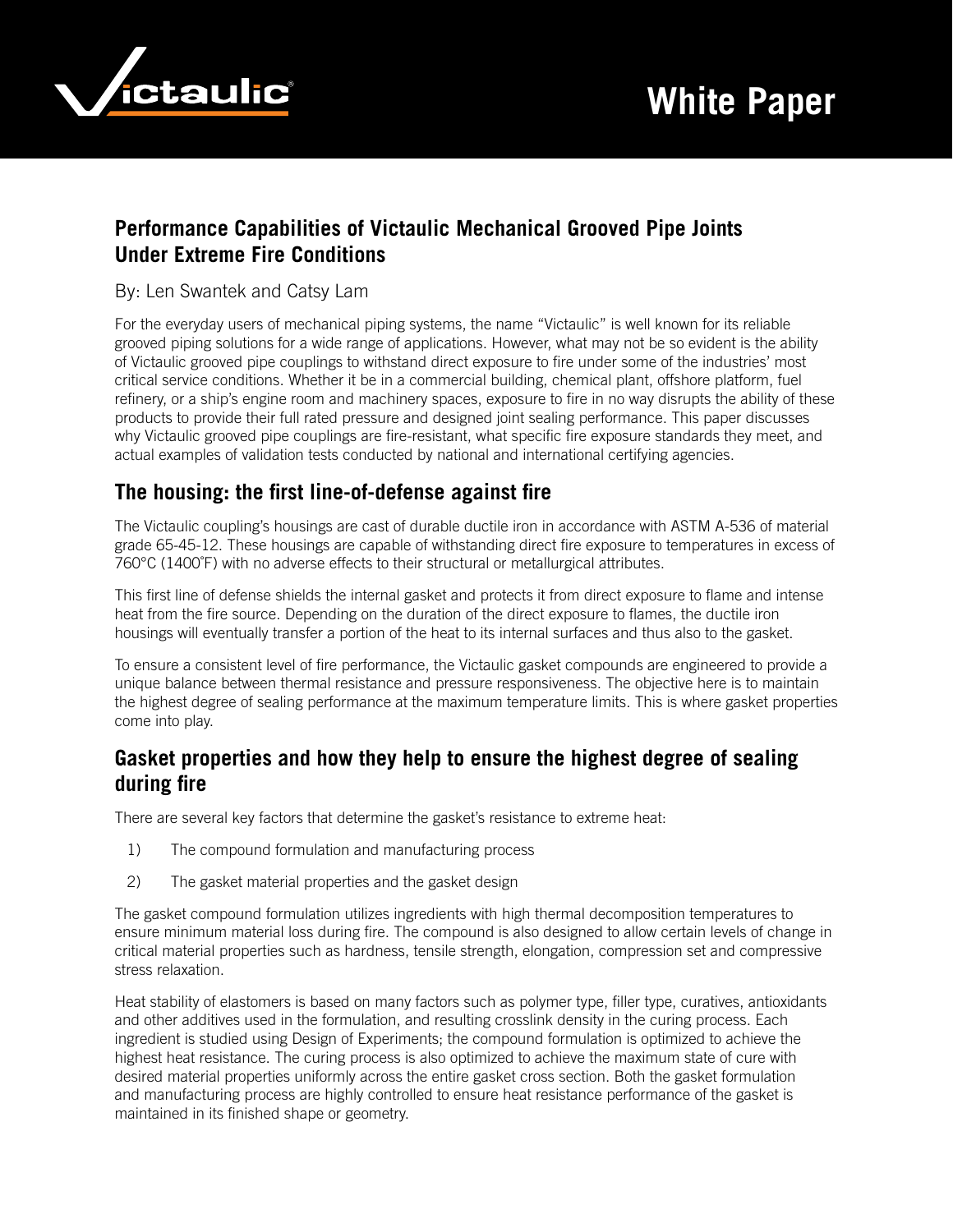# White Paper

## Performance Capabilities of Victaulic Mechanical Grooved Pipe Joints Under Extreme Fire Conditions

By: Len Swantek and Catsy Lam

For the everyday users of mechanical piping systems, the name "Victaulic" is well known for its reliable grooved piping solutions for a wide range of applications. However, what may not be so evident is the ability of Victaulic grooved pipe couplings to withstand direct exposure to fire under some of the industries' most critical service conditions. Whether it be in a commercial building, chemical plant, offshore platform, fuel refinery, or a ship's engine room and machinery spaces, exposure to fire in no way disrupts the ability of these products to provide their full rated pressure and designed joint sealing performance. This paper discusses why Victaulic grooved pipe couplings are fire-resistant, what specific fire exposure standards they meet, and actual examples of validation tests conducted by national and international certifying agencies.

## The housing: the first line-of-defense against fire

The Victaulic coupling's housings are cast of durable ductile iron in accordance with ASTM A-536 of material grade 65-45-12. These housings are capable of withstanding direct fire exposure to temperatures in excess of 760°C (1400˚F) with no adverse effects to their structural or metallurgical attributes.

This first line of defense shields the internal gasket and protects it from direct exposure to flame and intense heat from the fire source. Depending on the duration of the direct exposure to flames, the ductile iron housings will eventually transfer a portion of the heat to its internal surfaces and thus also to the gasket.

To ensure a consistent level of fire performance, the Victaulic gasket compounds are engineered to provide a unique balance between thermal resistance and pressure responsiveness. The objective here is to maintain the highest degree of sealing performance at the maximum temperature limits. This is where gasket properties come into play.

## Gasket properties and how they help to ensure the highest degree of sealing during fire

There are several key factors that determine the gasket's resistance to extreme heat:

1) The compound formulation and manufacturing process
2) The gasket material properties and the gasket design

The gasket compound formulation utilizes ingredients with high thermal decomposition temperatures to ensure minimum material loss during fire. The compound is also designed to allow certain levels of change in critical material properties such as hardness, tensile strength, elongation, compression set and compressive stress relaxation.

Heat stability of elastomers is based on many factors such as polymer type, filler type, curatives, antioxidants and other additives used in the formulation, and resulting crosslink density in the curing process. Each ingredient is studied using Design of Experiments; the compound formulation is optimized to achieve the highest heat resistance. The curing process is also optimized to achieve the maximum state of cure with desired material properties uniformly across the entire gasket cross section. Both the gasket formulation and manufacturing process are highly controlled to ensure heat resistance performance of the gasket is maintained in its finished shape or geometry.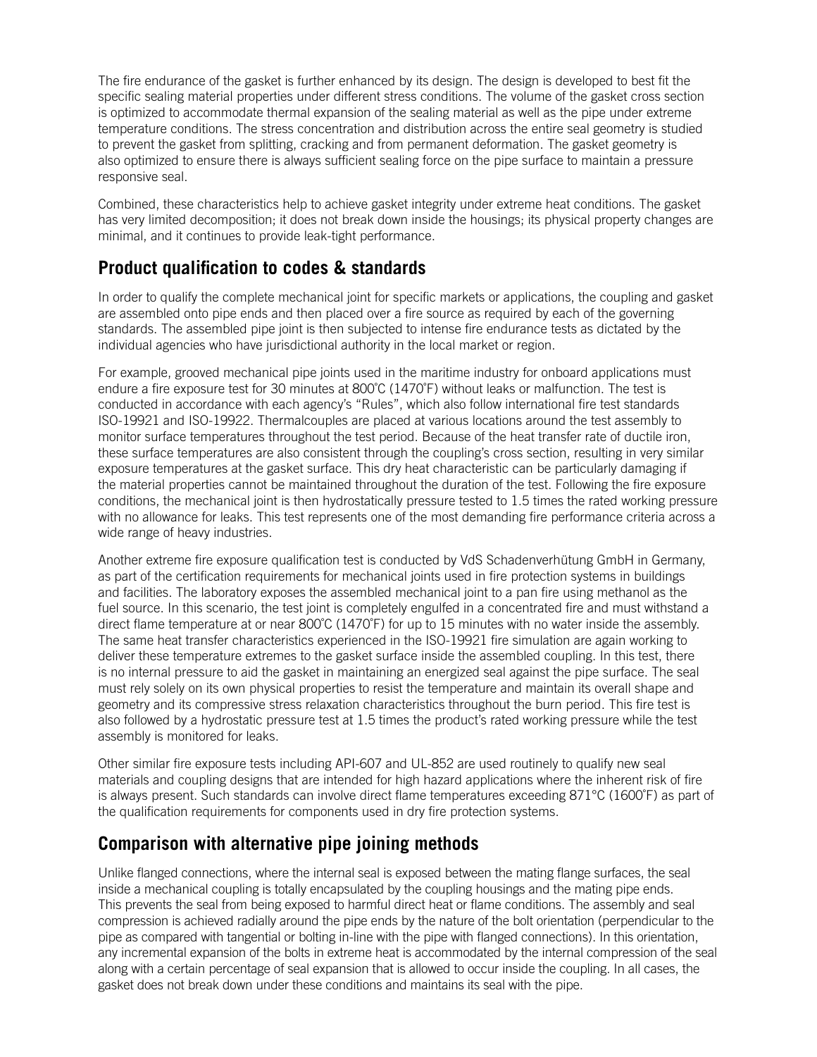The fire endurance of the gasket is further enhanced by its design. The design is developed to best fit the specific sealing material properties under different stress conditions. The volume of the gasket cross section is optimized to accommodate thermal expansion of the sealing material as well as the pipe under extreme temperature conditions. The stress concentration and distribution across the entire seal geometry is studied to prevent the gasket from splitting, cracking and from permanent deformation. The gasket geometry is also optimized to ensure there is always sufficient sealing force on the pipe surface to maintain a pressure responsive seal.

Combined, these characteristics help to achieve gasket integrity under extreme heat conditions. The gasket has very limited decomposition; it does not break down inside the housings; its physical property changes are minimal, and it continues to provide leak-tight performance.

## Product qualification to codes & standards

In order to qualify the complete mechanical joint for specific markets or applications, the coupling and gasket are assembled onto pipe ends and then placed over a fire source as required by each of the governing standards. The assembled pipe joint is then subjected to intense fire endurance tests as dictated by the individual agencies who have jurisdictional authority in the local market or region.

For example, grooved mechanical pipe joints used in the maritime industry for onboard applications must endure a fire exposure test for 30 minutes at 800˚C (1470˚F) without leaks or malfunction. The test is conducted in accordance with each agency's "Rules", which also follow international fire test standards ISO-19921 and ISO-19922. Thermalcouples are placed at various locations around the test assembly to monitor surface temperatures throughout the test period. Because of the heat transfer rate of ductile iron, these surface temperatures are also consistent through the coupling's cross section, resulting in very similar exposure temperatures at the gasket surface. This dry heat characteristic can be particularly damaging if the material properties cannot be maintained throughout the duration of the test. Following the fire exposure conditions, the mechanical joint is then hydrostatically pressure tested to 1.5 times the rated working pressure with no allowance for leaks. This test represents one of the most demanding fire performance criteria across a wide range of heavy industries.

Another extreme fire exposure qualification test is conducted by VdS Schadenverhütung GmbH in Germany, as part of the certification requirements for mechanical joints used in fire protection systems in buildings and facilities. The laboratory exposes the assembled mechanical joint to a pan fire using methanol as the fuel source. In this scenario, the test joint is completely engulfed in a concentrated fire and must withstand a direct flame temperature at or near 800˚C (1470˚F) for up to 15 minutes with no water inside the assembly. The same heat transfer characteristics experienced in the ISO-19921 fire simulation are again working to deliver these temperature extremes to the gasket surface inside the assembled coupling. In this test, there is no internal pressure to aid the gasket in maintaining an energized seal against the pipe surface. The seal must rely solely on its own physical properties to resist the temperature and maintain its overall shape and geometry and its compressive stress relaxation characteristics throughout the burn period. This fire test is also followed by a hydrostatic pressure test at 1.5 times the product's rated working pressure while the test assembly is monitored for leaks.

Other similar fire exposure tests including API-607 and UL-852 are used routinely to qualify new seal materials and coupling designs that are intended for high hazard applications where the inherent risk of fire is always present. Such standards can involve direct flame temperatures exceeding 871°C (1600˚F) as part of the qualification requirements for components used in dry fire protection systems.

## Comparison with alternative pipe joining methods

Unlike flanged connections, where the internal seal is exposed between the mating flange surfaces, the seal inside a mechanical coupling is totally encapsulated by the coupling housings and the mating pipe ends. This prevents the seal from being exposed to harmful direct heat or flame conditions. The assembly and seal compression is achieved radially around the pipe ends by the nature of the bolt orientation (perpendicular to the pipe as compared with tangential or bolting in-line with the pipe with flanged connections). In this orientation, any incremental expansion of the bolts in extreme heat is accommodated by the internal compression of the seal along with a certain percentage of seal expansion that is allowed to occur inside the coupling. In all cases, the gasket does not break down under these conditions and maintains its seal with the pipe.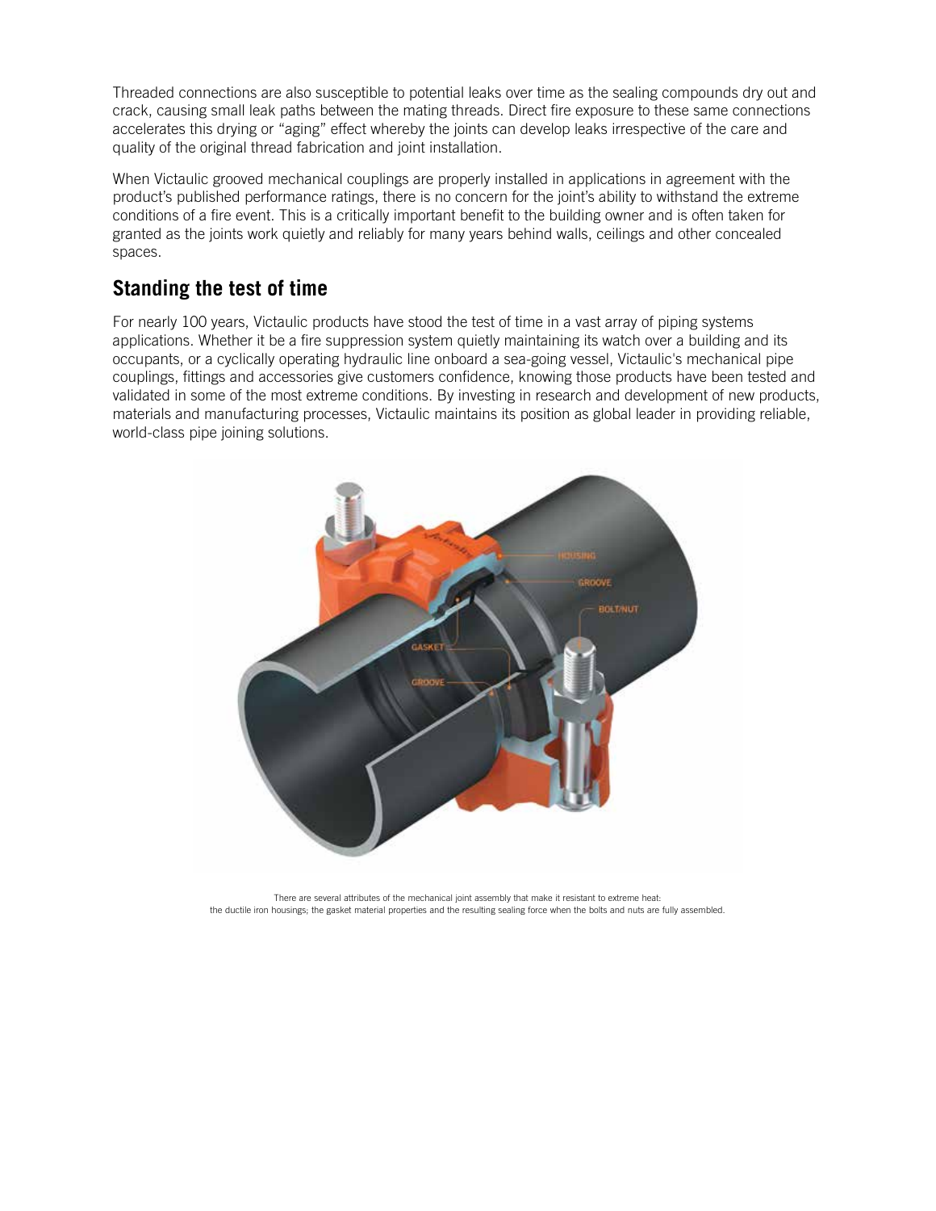Threaded connections are also susceptible to potential leaks over time as the sealing compounds dry out and crack, causing small leak paths between the mating threads. Direct fire exposure to these same connections accelerates this drying or "aging" effect whereby the joints can develop leaks irrespective of the care and quality of the original thread fabrication and joint installation.

When Victaulic grooved mechanical couplings are properly installed in applications in agreement with the product's published performance ratings, there is no concern for the joint's ability to withstand the extreme conditions of a fire event. This is a critically important benefit to the building owner and is often taken for granted as the joints work quietly and reliably for many years behind walls, ceilings and other concealed spaces.

## Standing the test of time

For nearly 100 years, Victaulic products have stood the test of time in a vast array of piping systems applications. Whether it be a fire suppression system quietly maintaining its watch over a building and its occupants, or a cyclically operating hydraulic line onboard a sea-going vessel, Victaulic's mechanical pipe couplings, fittings and accessories give customers confidence, knowing those products have been tested and validated in some of the most extreme conditions. By investing in research and development of new products, materials and manufacturing processes, Victaulic maintains its position as global leader in providing reliable, world-class pipe joining solutions.

There are several attributes of the mechanical joint assembly that make it resistant to extreme heat: the ductile iron housings; the gasket material properties and the resulting sealing force when the bolts and nuts are fully assembled.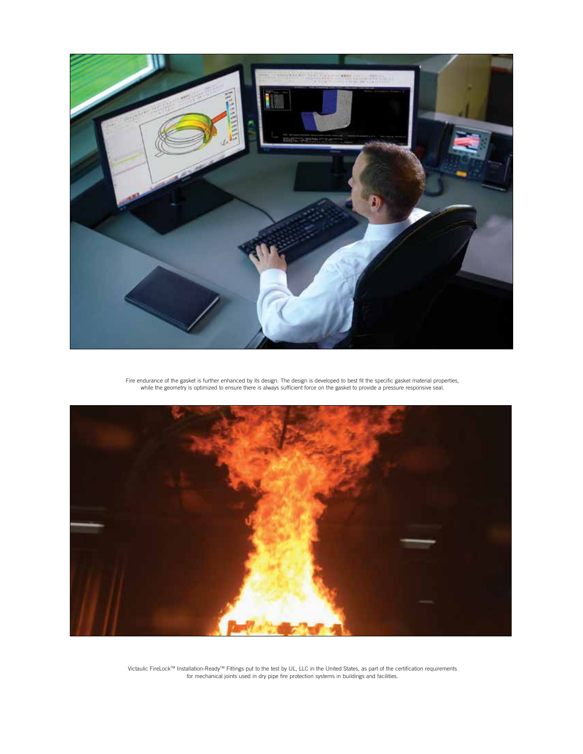Fire endurance of the gasket is further enhanced by its design. The design is developed to best fit the specific gasket material properties, while the geometry is optimized to ensure there is always sufficient force on the gasket to provide a pressure responsive seal.

Victaulic FireLock™ Installation-Ready™ Fittings put to the test by UL, LLC in the United States, as part of the certification requirements for mechanical joints used in dry pipe fire protection systems in buildings and facilities.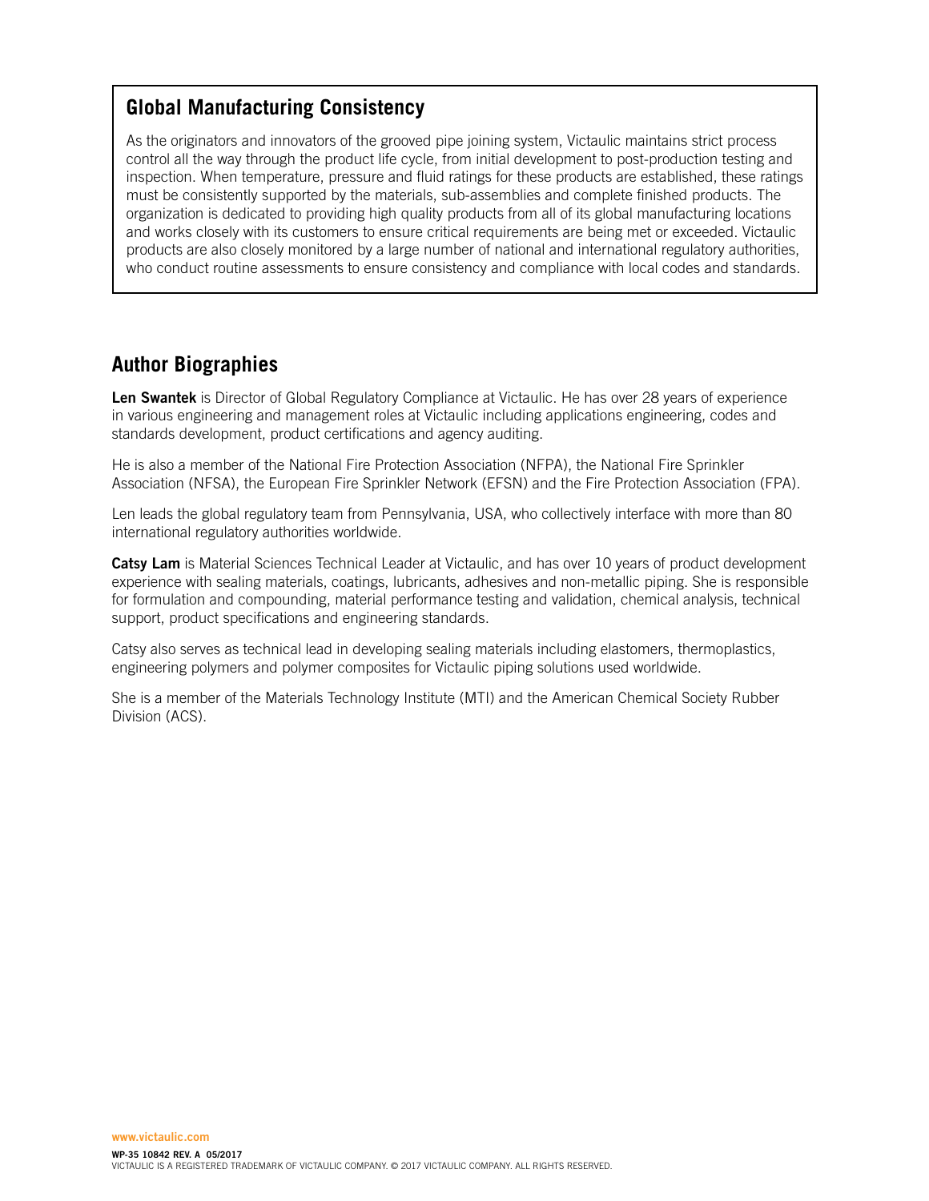## Global Manufacturing Consistency

As the originators and innovators of the grooved pipe joining system, Victaulic maintains strict process control all the way through the product life cycle, from initial development to post-production testing and inspection. When temperature, pressure and fluid ratings for these products are established, these ratings must be consistently supported by the materials, sub-assemblies and complete finished products. The organization is dedicated to providing high quality products from all of its global manufacturing locations and works closely with its customers to ensure critical requirements are being met or exceeded. Victaulic products are also closely monitored by a large number of national and international regulatory authorities, who conduct routine assessments to ensure consistency and compliance with local codes and standards.

## Author Biographies

**Len Swantek** is Director of Global Regulatory Compliance at Victaulic. He has over 28 years of experience in various engineering and management roles at Victaulic including applications engineering, codes and standards development, product certifications and agency auditing.

He is also a member of the National Fire Protection Association (NFPA), the National Fire Sprinkler Association (NFSA), the European Fire Sprinkler Network (EFSN) and the Fire Protection Association (FPA).

Len leads the global regulatory team from Pennsylvania, USA, who collectively interface with more than 80 international regulatory authorities worldwide.

**Catsy Lam** is Material Sciences Technical Leader at Victaulic, and has over 10 years of product development experience with sealing materials, coatings, lubricants, adhesives and non-metallic piping. She is responsible for formulation and compounding, material performance testing and validation, chemical analysis, technical support, product specifications and engineering standards.

Catsy also serves as technical lead in developing sealing materials including elastomers, thermoplastics, engineering polymers and polymer composites for Victaulic piping solutions used worldwide.

She is a member of the Materials Technology Institute (MTI) and the American Chemical Society Rubber Division (ACS).

www.victaulic.com

WP-35 10842 REV. A 05/2017

VICTAULIC IS A REGISTERED TRADEMARK OF VICTAULIC COMPANY. © 2017 VICTAULIC COMPANY. ALL RIGHTS RESERVED.